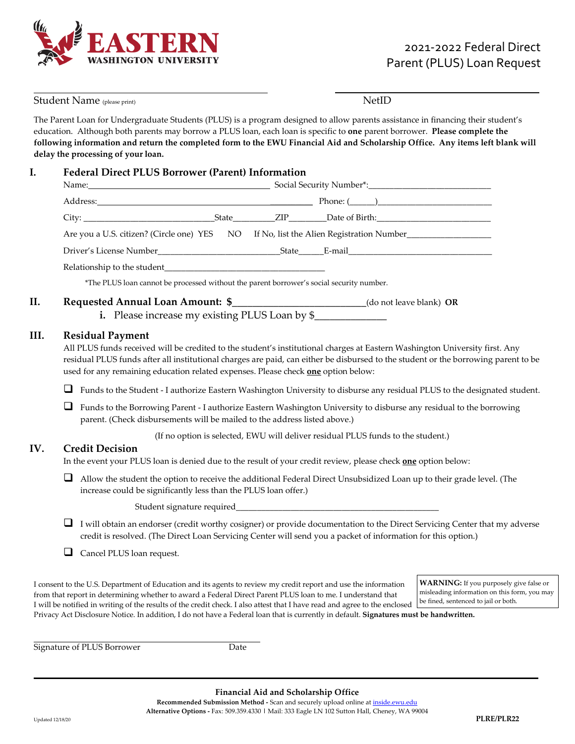**EASTERN WASHINGTON UNIVERSITY**

# 2021-2022 Federal Direct Parent (PLUS) Loan Request

Student Name (please print) ______________________________ NetID ______________________________

The Parent Loan for Undergraduate Students (PLUS) is a program designed to allow parents assistance in financing their student's education. Although both parents may borrow a PLUS loan, each loan is specific to **one** parent borrower. **Please complete the following information and return the completed form to the EWU Financial Aid and Scholarship Office. Any items left blank will delay the processing of your loan.**

## I. Federal Direct PLUS Borrower (Parent) Information

Name: ______________________________ Social Security Number*: ______________________________

Address: ______________________________ Phone: (______) ______________________________

City: ______________________________ State __________ ZIP __________ Date of Birth: ______________________________

Are you a U.S. citizen? (Circle one) YES NO If No, list the Alien Registration Number ______________________________

Driver's License Number ______________________________ State ______ E-mail ______________________________

Relationship to the student ______________________________

*The PLUS loan cannot be processed without the parent borrower's social security number.

## II. Requested Annual Loan Amount: $______________________________ (do not leave blank) OR

**i.** Please increase my existing PLUS Loan by $______________

## III. Residual Payment

All PLUS funds received will be credited to the student's institutional charges at Eastern Washington University first. Any residual PLUS funds after all institutional charges are paid, can either be disbursed to the student or the borrowing parent to be used for any remaining education related expenses. Please check **one** option below:

- ☐ Funds to the Student - I authorize Eastern Washington University to disburse any residual PLUS to the designated student.
- ☐ Funds to the Borrowing Parent - I authorize Eastern Washington University to disburse any residual to the borrowing parent. (Check disbursements will be mailed to the address listed above.)

(If no option is selected, EWU will deliver residual PLUS funds to the student.)

## IV. Credit Decision

In the event your PLUS loan is denied due to the result of your credit review, please check **one** option below:

- ☐ Allow the student the option to receive the additional Federal Direct Unsubsidized Loan up to their grade level. (The increase could be significantly less than the PLUS loan offer.)

  Student signature required ______________________________

- ☐ I will obtain an endorser (credit worthy cosigner) or provide documentation to the Direct Servicing Center that my adverse credit is resolved. (The Direct Loan Servicing Center will send you a packet of information for this option.)
- ☐ Cancel PLUS loan request.

I consent to the U.S. Department of Education and its agents to review my credit report and use the information from that report in determining whether to award a Federal Direct Parent PLUS loan to me. I understand that I will be notified in writing of the results of the credit check. I also attest that I have read and agree to the enclosed Privacy Act Disclosure Notice. In addition, I do not have a Federal loan that is currently in default. **Signatures must be handwritten.**

**WARNING:** If you purposely give false or misleading information on this form, you may be fined, sentenced to jail or both.

______________________________
Signature of PLUS Borrower Date

**Financial Aid and Scholarship Office**

**Recommended Submission Method -** Scan and securely upload online at inside.ewu.edu

**Alternative Options -** Fax: 509.359.4330 | Mail: 333 Eagle LN 102 Sutton Hall, Cheney, WA 99004

Updated 12/18/20

**PLRE/PLR22**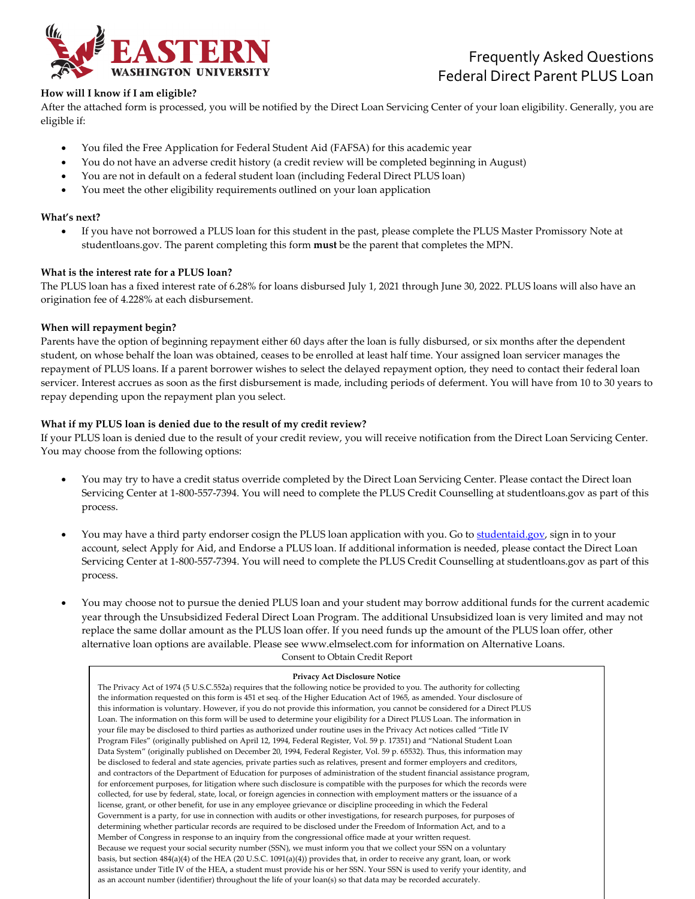**EASTERN WASHINGTON UNIVERSITY**

# Frequently Asked Questions
# Federal Direct Parent PLUS Loan

**How will I know if I am eligible?**

After the attached form is processed, you will be notified by the Direct Loan Servicing Center of your loan eligibility. Generally, you are eligible if:

- You filed the Free Application for Federal Student Aid (FAFSA) for this academic year
- You do not have an adverse credit history (a credit review will be completed beginning in August)
- You are not in default on a federal student loan (including Federal Direct PLUS loan)
- You meet the other eligibility requirements outlined on your loan application

**What's next?**

- If you have not borrowed a PLUS loan for this student in the past, please complete the PLUS Master Promissory Note at studentloans.gov. The parent completing this form **must** be the parent that completes the MPN.

**What is the interest rate for a PLUS loan?**

The PLUS loan has a fixed interest rate of 6.28% for loans disbursed July 1, 2021 through June 30, 2022. PLUS loans will also have an origination fee of 4.228% at each disbursement.

**When will repayment begin?**

Parents have the option of beginning repayment either 60 days after the loan is fully disbursed, or six months after the dependent student, on whose behalf the loan was obtained, ceases to be enrolled at least half time. Your assigned loan servicer manages the repayment of PLUS loans. If a parent borrower wishes to select the delayed repayment option, they need to contact their federal loan servicer. Interest accrues as soon as the first disbursement is made, including periods of deferment. You will have from 10 to 30 years to repay depending upon the repayment plan you select.

**What if my PLUS loan is denied due to the result of my credit review?**

If your PLUS loan is denied due to the result of your credit review, you will receive notification from the Direct Loan Servicing Center. You may choose from the following options:

- You may try to have a credit status override completed by the Direct Loan Servicing Center. Please contact the Direct loan Servicing Center at 1-800-557-7394. You will need to complete the PLUS Credit Counselling at studentloans.gov as part of this process.

- You may have a third party endorser cosign the PLUS loan application with you. Go to studentaid.gov, sign in to your account, select Apply for Aid, and Endorse a PLUS loan. If additional information is needed, please contact the Direct Loan Servicing Center at 1-800-557-7394. You will need to complete the PLUS Credit Counselling at studentloans.gov as part of this process.

- You may choose not to pursue the denied PLUS loan and your student may borrow additional funds for the current academic year through the Unsubsidized Federal Direct Loan Program. The additional Unsubsidized loan is very limited and may not replace the same dollar amount as the PLUS loan offer. If you need funds up the amount of the PLUS loan offer, other alternative loan options are available. Please see www.elmselect.com for information on Alternative Loans.

Consent to Obtain Credit Report

**Privacy Act Disclosure Notice**

The Privacy Act of 1974 (5 U.S.C.552a) requires that the following notice be provided to you. The authority for collecting the information requested on this form is 451 et seq. of the Higher Education Act of 1965, as amended. Your disclosure of this information is voluntary. However, if you do not provide this information, you cannot be considered for a Direct PLUS Loan. The information on this form will be used to determine your eligibility for a Direct PLUS Loan. The information in your file may be disclosed to third parties as authorized under routine uses in the Privacy Act notices called "Title IV Program Files" (originally published on April 12, 1994, Federal Register, Vol. 59 p. 17351) and "National Student Loan Data System" (originally published on December 20, 1994, Federal Register, Vol. 59 p. 65532). Thus, this information may be disclosed to federal and state agencies, private parties such as relatives, present and former employers and creditors, and contractors of the Department of Education for purposes of administration of the student financial assistance program, for enforcement purposes, for litigation where such disclosure is compatible with the purposes for which the records were collected, for use by federal, state, local, or foreign agencies in connection with employment matters or the issuance of a license, grant, or other benefit, for use in any employee grievance or discipline proceeding in which the Federal Government is a party, for use in connection with audits or other investigations, for research purposes, for purposes of determining whether particular records are required to be disclosed under the Freedom of Information Act, and to a Member of Congress in response to an inquiry from the congressional office made at your written request.
Because we request your social security number (SSN), we must inform you that we collect your SSN on a voluntary basis, but section 484(a)(4) of the HEA (20 U.S.C. 1091(a)(4)) provides that, in order to receive any grant, loan, or work assistance under Title IV of the HEA, a student must provide his or her SSN. Your SSN is used to verify your identity, and as an account number (identifier) throughout the life of your loan(s) so that data may be recorded accurately.